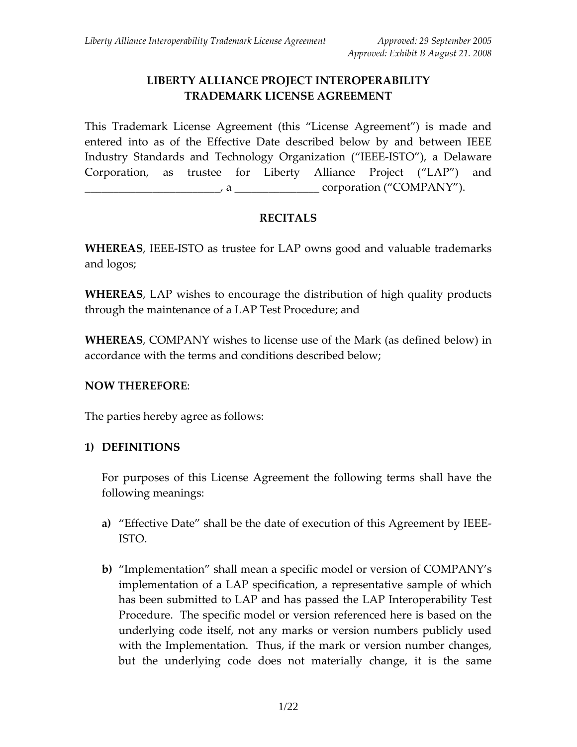# LIBERTY ALLIANCE PROJECT INTEROPERABILITY TRADEMARK LICENSE AGREEMENT

This Trademark License Agreement (this "License Agreement") is made and entered into as of the Effective Date described below by and between IEEE Industry Standards and Technology Organization ("IEEE-ISTO"), a Delaware Corporation, as trustee for Liberty Alliance Project ("LAP") and ________________________, a _______________ corporation ("COMPANY").

## RECITALS

**WHEREAS**, IEEE-ISTO as trustee for LAP owns good and valuable trademarks and logos;

**WHEREAS**, LAP wishes to encourage the distribution of high quality products through the maintenance of a LAP Test Procedure; and

**WHEREAS**, COMPANY wishes to license use of the Mark (as defined below) in accordance with the terms and conditions described below;

**NOW THEREFORE**:

The parties hereby agree as follows:

## 1) DEFINITIONS

For purposes of this License Agreement the following terms shall have the following meanings:

**a)** "Effective Date" shall be the date of execution of this Agreement by IEEE-ISTO.

**b)** "Implementation" shall mean a specific model or version of COMPANY's implementation of a LAP specification, a representative sample of which has been submitted to LAP and has passed the LAP Interoperability Test Procedure. The specific model or version referenced here is based on the underlying code itself, not any marks or version numbers publicly used with the Implementation. Thus, if the mark or version number changes, but the underlying code does not materially change, it is the same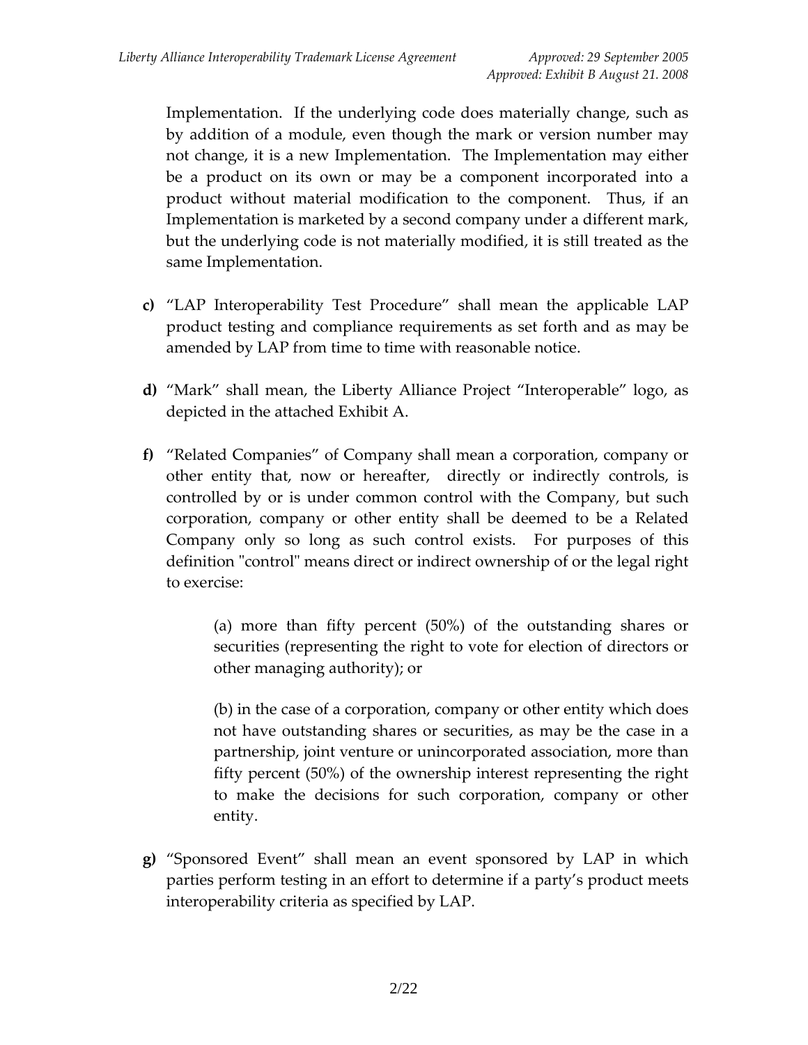Implementation. If the underlying code does materially change, such as by addition of a module, even though the mark or version number may not change, it is a new Implementation. The Implementation may either be a product on its own or may be a component incorporated into a product without material modification to the component. Thus, if an Implementation is marketed by a second company under a different mark, but the underlying code is not materially modified, it is still treated as the same Implementation.

**c)** "LAP Interoperability Test Procedure" shall mean the applicable LAP product testing and compliance requirements as set forth and as may be amended by LAP from time to time with reasonable notice.

**d)** "Mark" shall mean, the Liberty Alliance Project "Interoperable" logo, as depicted in the attached Exhibit A.

**f)** "Related Companies" of Company shall mean a corporation, company or other entity that, now or hereafter, directly or indirectly controls, is controlled by or is under common control with the Company, but such corporation, company or other entity shall be deemed to be a Related Company only so long as such control exists. For purposes of this definition "control" means direct or indirect ownership of or the legal right to exercise:

> (a) more than fifty percent (50%) of the outstanding shares or securities (representing the right to vote for election of directors or other managing authority); or
>
> (b) in the case of a corporation, company or other entity which does not have outstanding shares or securities, as may be the case in a partnership, joint venture or unincorporated association, more than fifty percent (50%) of the ownership interest representing the right to make the decisions for such corporation, company or other entity.

**g)** "Sponsored Event" shall mean an event sponsored by LAP in which parties perform testing in an effort to determine if a party's product meets interoperability criteria as specified by LAP.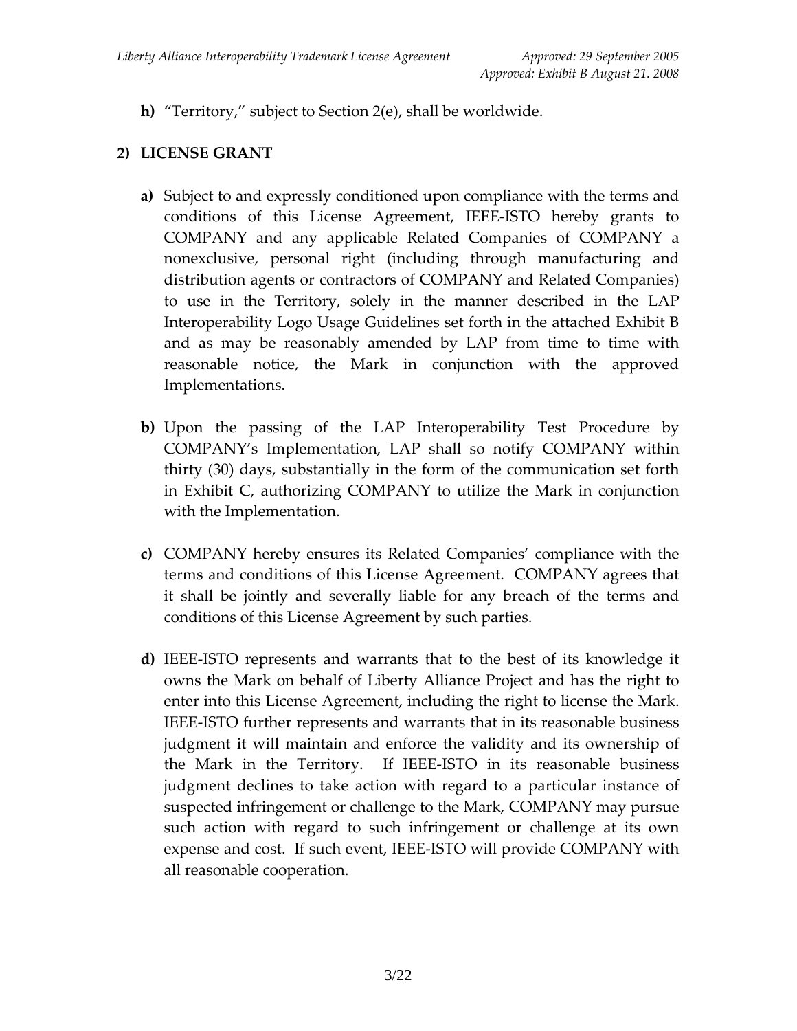**h)** "Territory," subject to Section 2(e), shall be worldwide.

## 2) LICENSE GRANT

**a)** Subject to and expressly conditioned upon compliance with the terms and conditions of this License Agreement, IEEE-ISTO hereby grants to COMPANY and any applicable Related Companies of COMPANY a nonexclusive, personal right (including through manufacturing and distribution agents or contractors of COMPANY and Related Companies) to use in the Territory, solely in the manner described in the LAP Interoperability Logo Usage Guidelines set forth in the attached Exhibit B and as may be reasonably amended by LAP from time to time with reasonable notice, the Mark in conjunction with the approved Implementations.

**b)** Upon the passing of the LAP Interoperability Test Procedure by COMPANY's Implementation, LAP shall so notify COMPANY within thirty (30) days, substantially in the form of the communication set forth in Exhibit C, authorizing COMPANY to utilize the Mark in conjunction with the Implementation.

**c)** COMPANY hereby ensures its Related Companies' compliance with the terms and conditions of this License Agreement. COMPANY agrees that it shall be jointly and severally liable for any breach of the terms and conditions of this License Agreement by such parties.

**d)** IEEE-ISTO represents and warrants that to the best of its knowledge it owns the Mark on behalf of Liberty Alliance Project and has the right to enter into this License Agreement, including the right to license the Mark. IEEE-ISTO further represents and warrants that in its reasonable business judgment it will maintain and enforce the validity and its ownership of the Mark in the Territory. If IEEE-ISTO in its reasonable business judgment declines to take action with regard to a particular instance of suspected infringement or challenge to the Mark, COMPANY may pursue such action with regard to such infringement or challenge at its own expense and cost. If such event, IEEE-ISTO will provide COMPANY with all reasonable cooperation.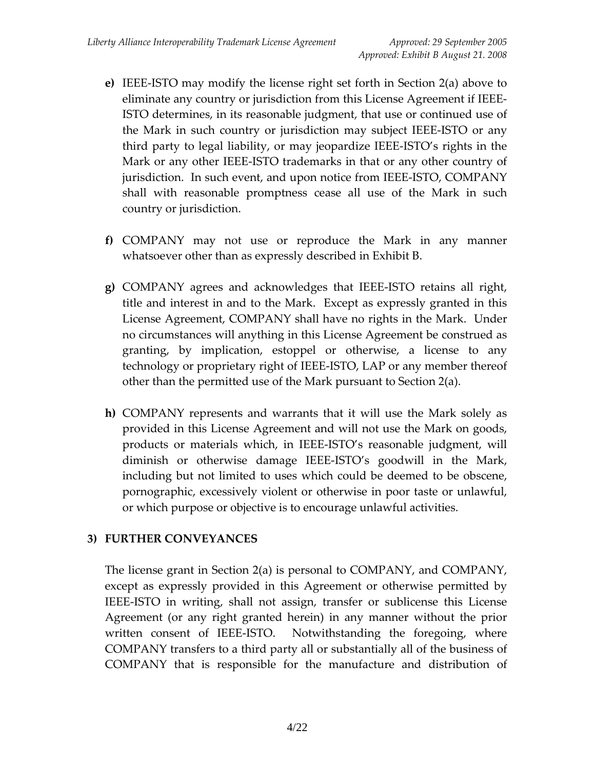**e)** IEEE-ISTO may modify the license right set forth in Section 2(a) above to eliminate any country or jurisdiction from this License Agreement if IEEE-ISTO determines, in its reasonable judgment, that use or continued use of the Mark in such country or jurisdiction may subject IEEE-ISTO or any third party to legal liability, or may jeopardize IEEE-ISTO's rights in the Mark or any other IEEE-ISTO trademarks in that or any other country of jurisdiction. In such event, and upon notice from IEEE-ISTO, COMPANY shall with reasonable promptness cease all use of the Mark in such country or jurisdiction.

**f)** COMPANY may not use or reproduce the Mark in any manner whatsoever other than as expressly described in Exhibit B.

**g)** COMPANY agrees and acknowledges that IEEE-ISTO retains all right, title and interest in and to the Mark. Except as expressly granted in this License Agreement, COMPANY shall have no rights in the Mark. Under no circumstances will anything in this License Agreement be construed as granting, by implication, estoppel or otherwise, a license to any technology or proprietary right of IEEE-ISTO, LAP or any member thereof other than the permitted use of the Mark pursuant to Section 2(a).

**h)** COMPANY represents and warrants that it will use the Mark solely as provided in this License Agreement and will not use the Mark on goods, products or materials which, in IEEE-ISTO's reasonable judgment, will diminish or otherwise damage IEEE-ISTO's goodwill in the Mark, including but not limited to uses which could be deemed to be obscene, pornographic, excessively violent or otherwise in poor taste or unlawful, or which purpose or objective is to encourage unlawful activities.

## 3) FURTHER CONVEYANCES

The license grant in Section 2(a) is personal to COMPANY, and COMPANY, except as expressly provided in this Agreement or otherwise permitted by IEEE-ISTO in writing, shall not assign, transfer or sublicense this License Agreement (or any right granted herein) in any manner without the prior written consent of IEEE-ISTO. Notwithstanding the foregoing, where COMPANY transfers to a third party all or substantially all of the business of COMPANY that is responsible for the manufacture and distribution of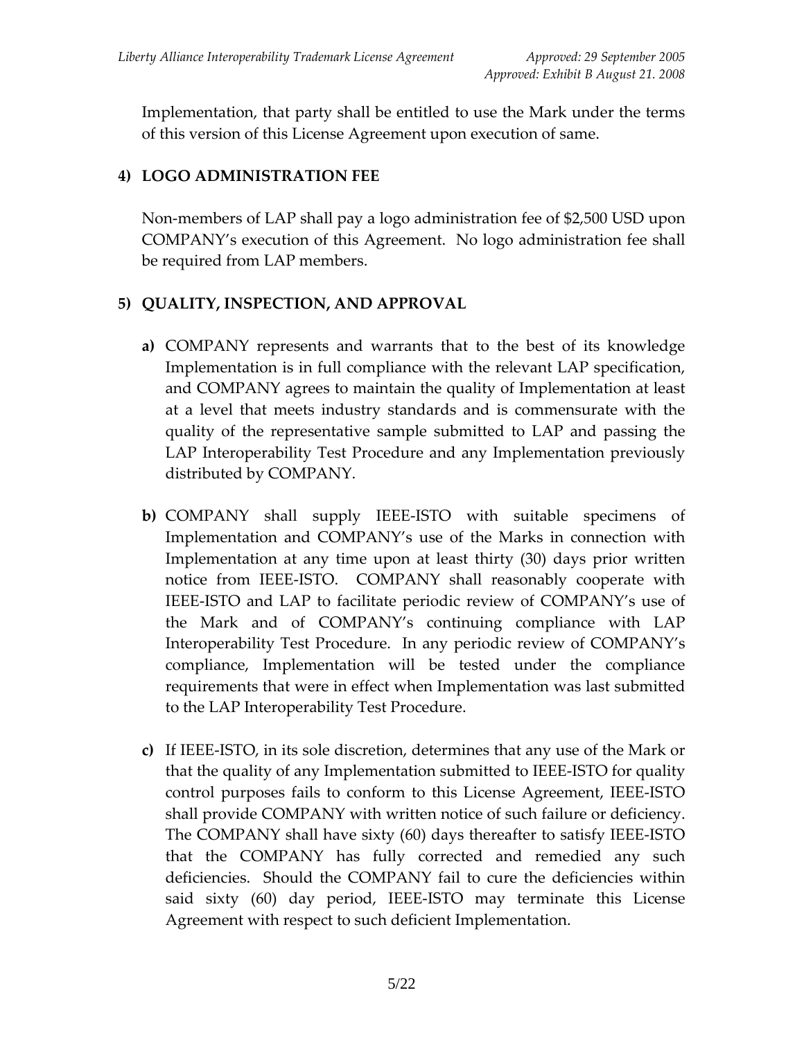Implementation, that party shall be entitled to use the Mark under the terms of this version of this License Agreement upon execution of same.

## 4) LOGO ADMINISTRATION FEE

Non-members of LAP shall pay a logo administration fee of $2,500 USD upon COMPANY's execution of this Agreement. No logo administration fee shall be required from LAP members.

## 5) QUALITY, INSPECTION, AND APPROVAL

**a)** COMPANY represents and warrants that to the best of its knowledge Implementation is in full compliance with the relevant LAP specification, and COMPANY agrees to maintain the quality of Implementation at least at a level that meets industry standards and is commensurate with the quality of the representative sample submitted to LAP and passing the LAP Interoperability Test Procedure and any Implementation previously distributed by COMPANY.

**b)** COMPANY shall supply IEEE-ISTO with suitable specimens of Implementation and COMPANY's use of the Marks in connection with Implementation at any time upon at least thirty (30) days prior written notice from IEEE-ISTO. COMPANY shall reasonably cooperate with IEEE-ISTO and LAP to facilitate periodic review of COMPANY's use of the Mark and of COMPANY's continuing compliance with LAP Interoperability Test Procedure. In any periodic review of COMPANY's compliance, Implementation will be tested under the compliance requirements that were in effect when Implementation was last submitted to the LAP Interoperability Test Procedure.

**c)** If IEEE-ISTO, in its sole discretion, determines that any use of the Mark or that the quality of any Implementation submitted to IEEE-ISTO for quality control purposes fails to conform to this License Agreement, IEEE-ISTO shall provide COMPANY with written notice of such failure or deficiency. The COMPANY shall have sixty (60) days thereafter to satisfy IEEE-ISTO that the COMPANY has fully corrected and remedied any such deficiencies. Should the COMPANY fail to cure the deficiencies within said sixty (60) day period, IEEE-ISTO may terminate this License Agreement with respect to such deficient Implementation.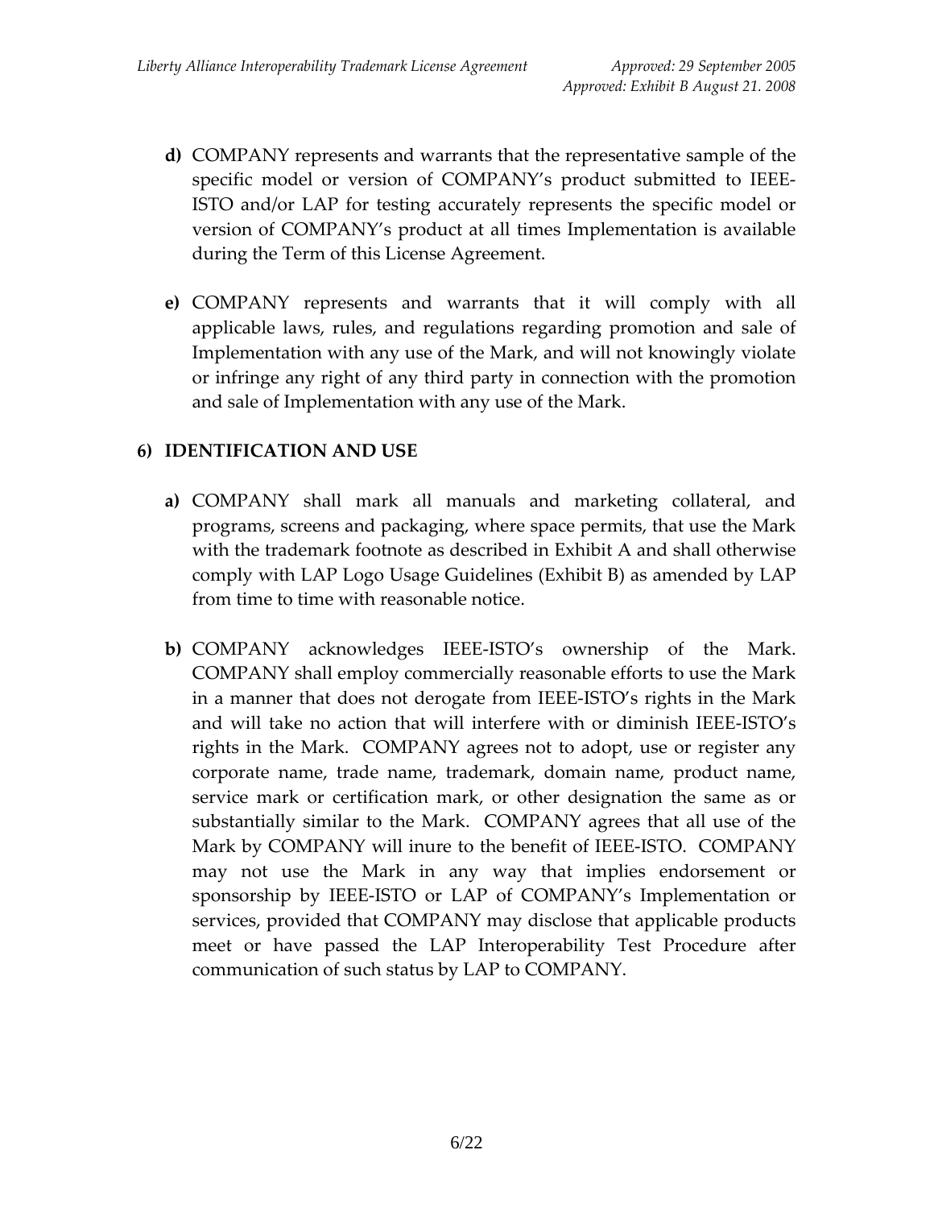**d)** COMPANY represents and warrants that the representative sample of the specific model or version of COMPANY's product submitted to IEEE-ISTO and/or LAP for testing accurately represents the specific model or version of COMPANY's product at all times Implementation is available during the Term of this License Agreement.

**e)** COMPANY represents and warrants that it will comply with all applicable laws, rules, and regulations regarding promotion and sale of Implementation with any use of the Mark, and will not knowingly violate or infringe any right of any third party in connection with the promotion and sale of Implementation with any use of the Mark.

## 6) IDENTIFICATION AND USE

**a)** COMPANY shall mark all manuals and marketing collateral, and programs, screens and packaging, where space permits, that use the Mark with the trademark footnote as described in Exhibit A and shall otherwise comply with LAP Logo Usage Guidelines (Exhibit B) as amended by LAP from time to time with reasonable notice.

**b)** COMPANY acknowledges IEEE-ISTO's ownership of the Mark. COMPANY shall employ commercially reasonable efforts to use the Mark in a manner that does not derogate from IEEE-ISTO's rights in the Mark and will take no action that will interfere with or diminish IEEE-ISTO's rights in the Mark. COMPANY agrees not to adopt, use or register any corporate name, trade name, trademark, domain name, product name, service mark or certification mark, or other designation the same as or substantially similar to the Mark. COMPANY agrees that all use of the Mark by COMPANY will inure to the benefit of IEEE-ISTO. COMPANY may not use the Mark in any way that implies endorsement or sponsorship by IEEE-ISTO or LAP of COMPANY's Implementation or services, provided that COMPANY may disclose that applicable products meet or have passed the LAP Interoperability Test Procedure after communication of such status by LAP to COMPANY.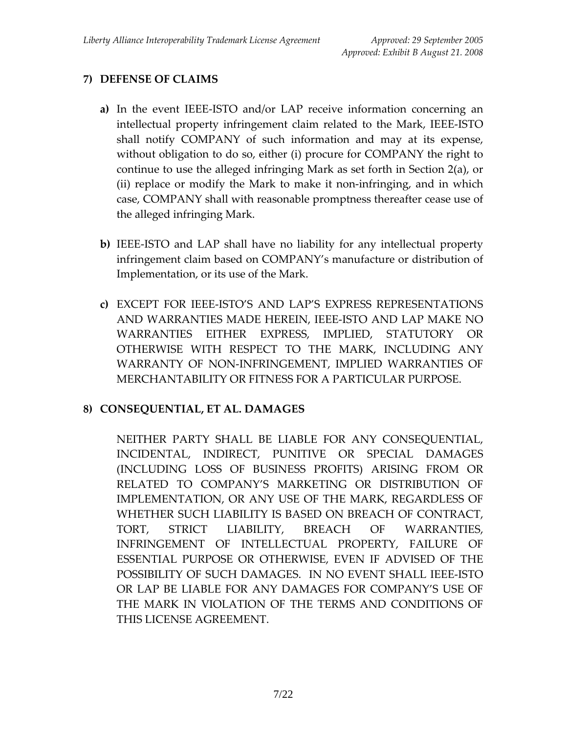## 7) DEFENSE OF CLAIMS

**a)** In the event IEEE-ISTO and/or LAP receive information concerning an intellectual property infringement claim related to the Mark, IEEE-ISTO shall notify COMPANY of such information and may at its expense, without obligation to do so, either (i) procure for COMPANY the right to continue to use the alleged infringing Mark as set forth in Section 2(a), or (ii) replace or modify the Mark to make it non-infringing, and in which case, COMPANY shall with reasonable promptness thereafter cease use of the alleged infringing Mark.

**b)** IEEE-ISTO and LAP shall have no liability for any intellectual property infringement claim based on COMPANY's manufacture or distribution of Implementation, or its use of the Mark.

**c)** EXCEPT FOR IEEE-ISTO'S AND LAP'S EXPRESS REPRESENTATIONS AND WARRANTIES MADE HEREIN, IEEE-ISTO AND LAP MAKE NO WARRANTIES EITHER EXPRESS, IMPLIED, STATUTORY OR OTHERWISE WITH RESPECT TO THE MARK, INCLUDING ANY WARRANTY OF NON-INFRINGEMENT, IMPLIED WARRANTIES OF MERCHANTABILITY OR FITNESS FOR A PARTICULAR PURPOSE.

## 8) CONSEQUENTIAL, ET AL. DAMAGES

NEITHER PARTY SHALL BE LIABLE FOR ANY CONSEQUENTIAL, INCIDENTAL, INDIRECT, PUNITIVE OR SPECIAL DAMAGES (INCLUDING LOSS OF BUSINESS PROFITS) ARISING FROM OR RELATED TO COMPANY'S MARKETING OR DISTRIBUTION OF IMPLEMENTATION, OR ANY USE OF THE MARK, REGARDLESS OF WHETHER SUCH LIABILITY IS BASED ON BREACH OF CONTRACT, TORT, STRICT LIABILITY, BREACH OF WARRANTIES, INFRINGEMENT OF INTELLECTUAL PROPERTY, FAILURE OF ESSENTIAL PURPOSE OR OTHERWISE, EVEN IF ADVISED OF THE POSSIBILITY OF SUCH DAMAGES. IN NO EVENT SHALL IEEE-ISTO OR LAP BE LIABLE FOR ANY DAMAGES FOR COMPANY'S USE OF THE MARK IN VIOLATION OF THE TERMS AND CONDITIONS OF THIS LICENSE AGREEMENT.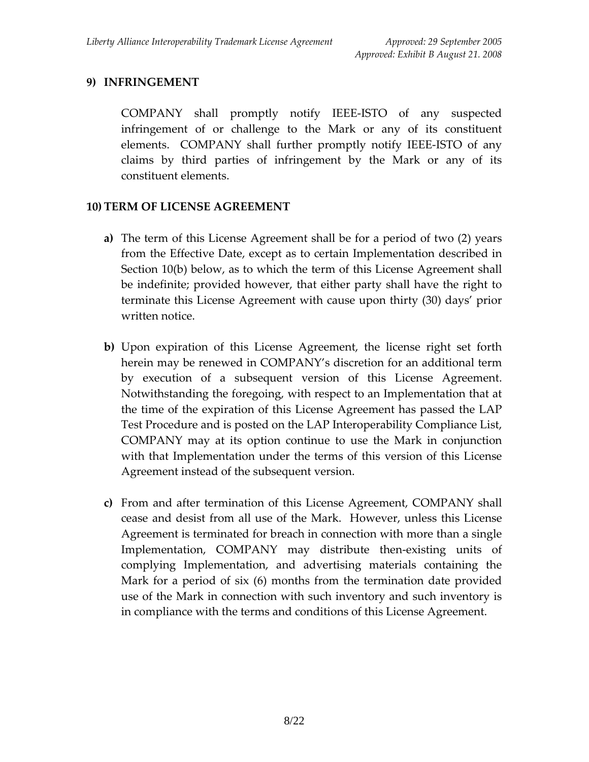## 9) INFRINGEMENT

COMPANY shall promptly notify IEEE-ISTO of any suspected infringement of or challenge to the Mark or any of its constituent elements. COMPANY shall further promptly notify IEEE-ISTO of any claims by third parties of infringement by the Mark or any of its constituent elements.

## 10) TERM OF LICENSE AGREEMENT

**a)** The term of this License Agreement shall be for a period of two (2) years from the Effective Date, except as to certain Implementation described in Section 10(b) below, as to which the term of this License Agreement shall be indefinite; provided however, that either party shall have the right to terminate this License Agreement with cause upon thirty (30) days' prior written notice.

**b)** Upon expiration of this License Agreement, the license right set forth herein may be renewed in COMPANY's discretion for an additional term by execution of a subsequent version of this License Agreement. Notwithstanding the foregoing, with respect to an Implementation that at the time of the expiration of this License Agreement has passed the LAP Test Procedure and is posted on the LAP Interoperability Compliance List, COMPANY may at its option continue to use the Mark in conjunction with that Implementation under the terms of this version of this License Agreement instead of the subsequent version.

**c)** From and after termination of this License Agreement, COMPANY shall cease and desist from all use of the Mark. However, unless this License Agreement is terminated for breach in connection with more than a single Implementation, COMPANY may distribute then-existing units of complying Implementation, and advertising materials containing the Mark for a period of six (6) months from the termination date provided use of the Mark in connection with such inventory and such inventory is in compliance with the terms and conditions of this License Agreement.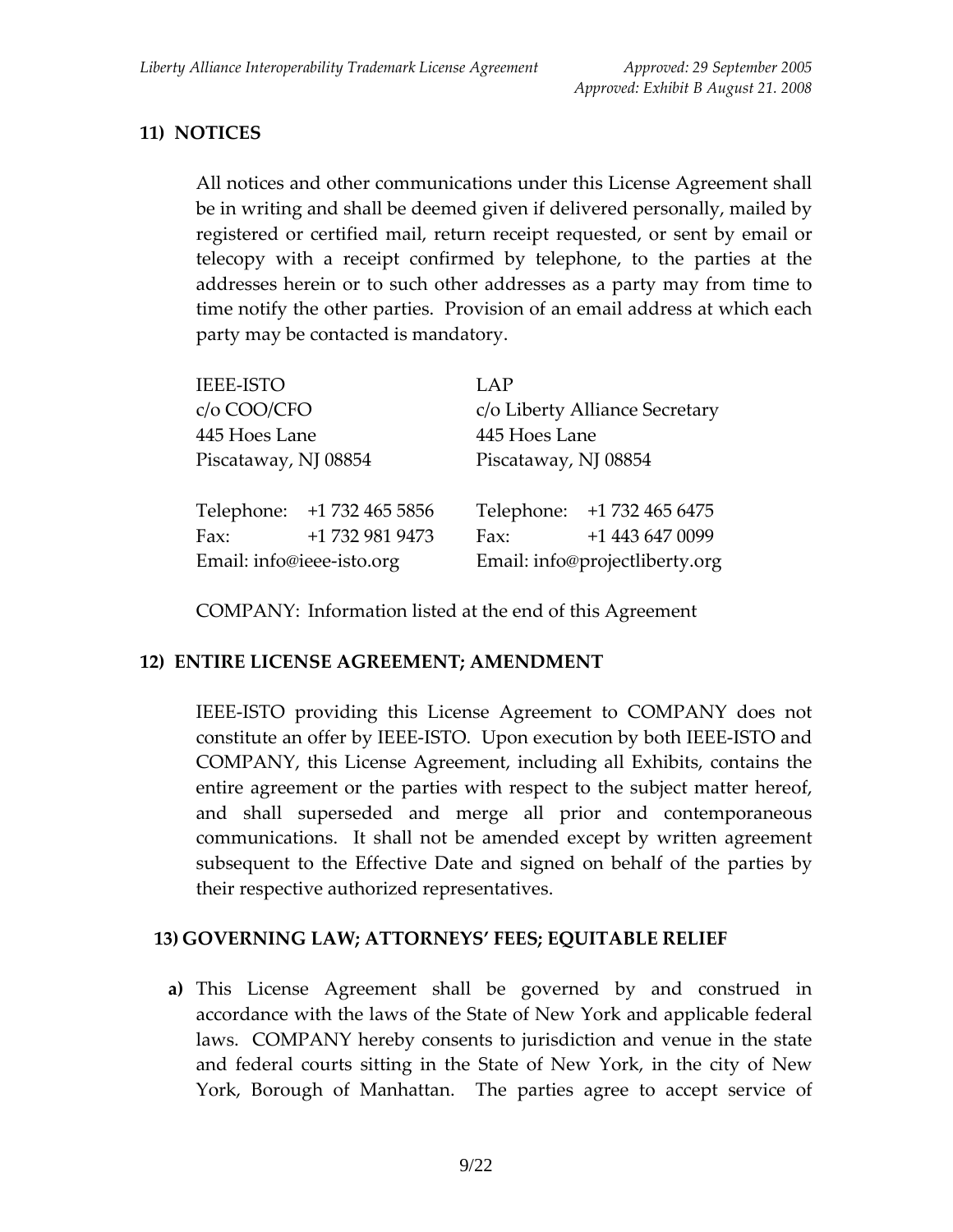## 11) NOTICES

All notices and other communications under this License Agreement shall be in writing and shall be deemed given if delivered personally, mailed by registered or certified mail, return receipt requested, or sent by email or telecopy with a receipt confirmed by telephone, to the parties at the addresses herein or to such other addresses as a party may from time to time notify the other parties. Provision of an email address at which each party may be contacted is mandatory.

IEEE-ISTO
c/o COO/CFO
445 Hoes Lane
Piscataway, NJ 08854

Telephone: +1 732 465 5856
Fax: +1 732 981 9473
Email: info@ieee-isto.org

LAP
c/o Liberty Alliance Secretary
445 Hoes Lane
Piscataway, NJ 08854

Telephone: +1 732 465 6475
Fax: +1 443 647 0099
Email: info@projectliberty.org

COMPANY: Information listed at the end of this Agreement

## 12) ENTIRE LICENSE AGREEMENT; AMENDMENT

IEEE-ISTO providing this License Agreement to COMPANY does not constitute an offer by IEEE-ISTO. Upon execution by both IEEE-ISTO and COMPANY, this License Agreement, including all Exhibits, contains the entire agreement or the parties with respect to the subject matter hereof, and shall superseded and merge all prior and contemporaneous communications. It shall not be amended except by written agreement subsequent to the Effective Date and signed on behalf of the parties by their respective authorized representatives.

## 13) GOVERNING LAW; ATTORNEYS' FEES; EQUITABLE RELIEF

**a)** This License Agreement shall be governed by and construed in accordance with the laws of the State of New York and applicable federal laws. COMPANY hereby consents to jurisdiction and venue in the state and federal courts sitting in the State of New York, in the city of New York, Borough of Manhattan. The parties agree to accept service of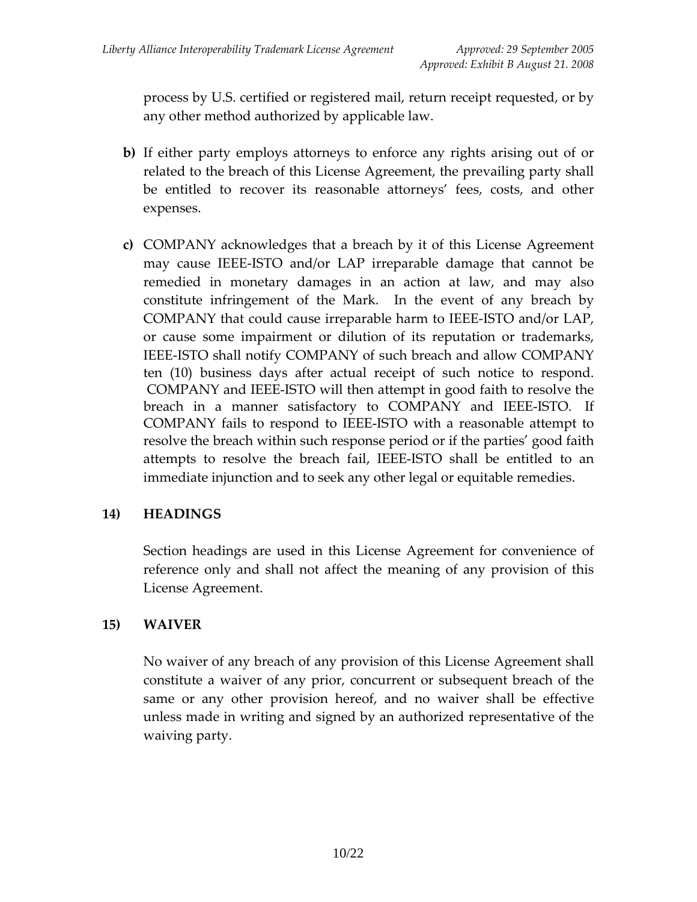process by U.S. certified or registered mail, return receipt requested, or by any other method authorized by applicable law.

**b)** If either party employs attorneys to enforce any rights arising out of or related to the breach of this License Agreement, the prevailing party shall be entitled to recover its reasonable attorneys' fees, costs, and other expenses.

**c)** COMPANY acknowledges that a breach by it of this License Agreement may cause IEEE-ISTO and/or LAP irreparable damage that cannot be remedied in monetary damages in an action at law, and may also constitute infringement of the Mark. In the event of any breach by COMPANY that could cause irreparable harm to IEEE-ISTO and/or LAP, or cause some impairment or dilution of its reputation or trademarks, IEEE-ISTO shall notify COMPANY of such breach and allow COMPANY ten (10) business days after actual receipt of such notice to respond. COMPANY and IEEE-ISTO will then attempt in good faith to resolve the breach in a manner satisfactory to COMPANY and IEEE-ISTO. If COMPANY fails to respond to IEEE-ISTO with a reasonable attempt to resolve the breach within such response period or if the parties' good faith attempts to resolve the breach fail, IEEE-ISTO shall be entitled to an immediate injunction and to seek any other legal or equitable remedies.

## 14) HEADINGS

Section headings are used in this License Agreement for convenience of reference only and shall not affect the meaning of any provision of this License Agreement.

## 15) WAIVER

No waiver of any breach of any provision of this License Agreement shall constitute a waiver of any prior, concurrent or subsequent breach of the same or any other provision hereof, and no waiver shall be effective unless made in writing and signed by an authorized representative of the waiving party.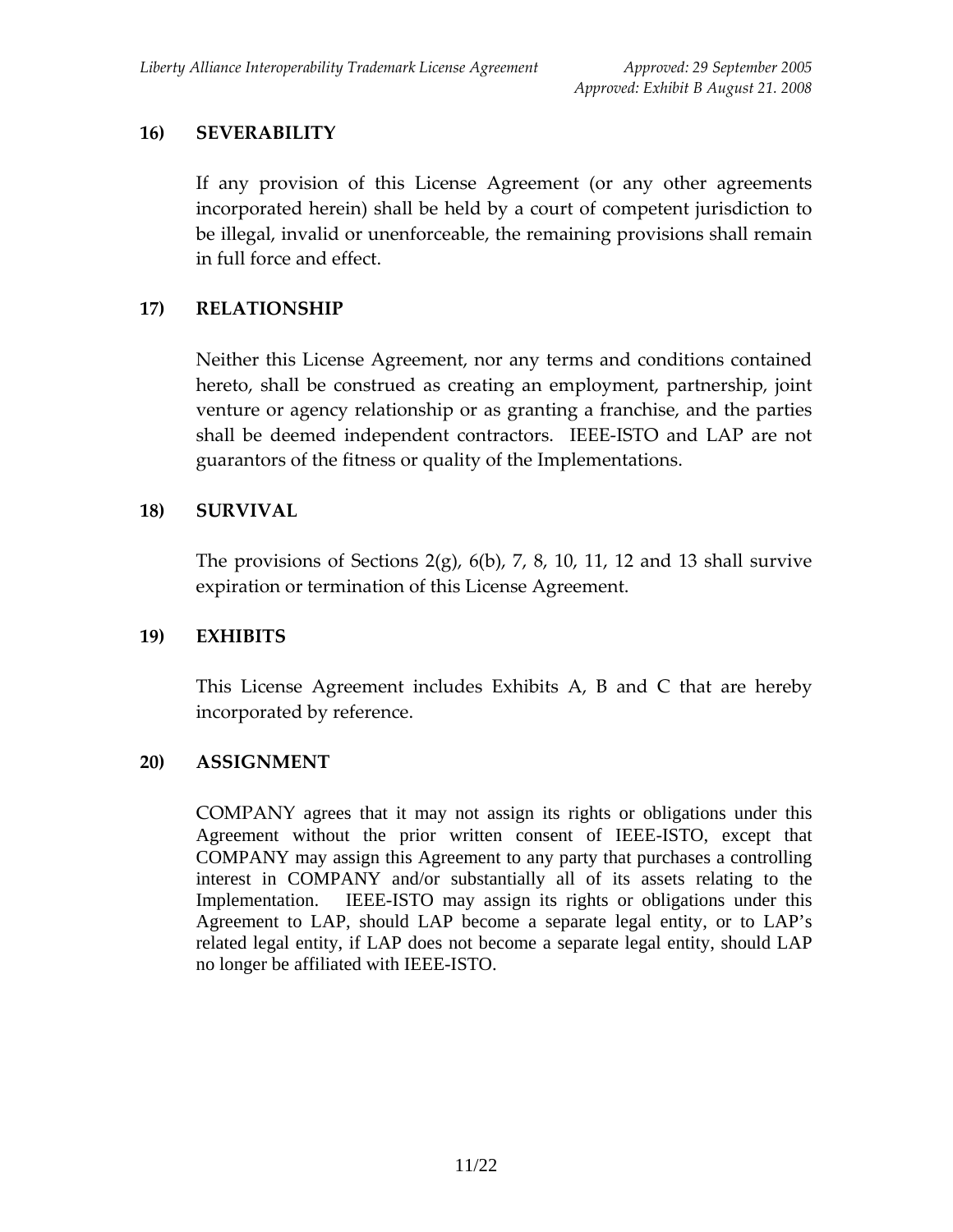## 16) SEVERABILITY

If any provision of this License Agreement (or any other agreements incorporated herein) shall be held by a court of competent jurisdiction to be illegal, invalid or unenforceable, the remaining provisions shall remain in full force and effect.

## 17) RELATIONSHIP

Neither this License Agreement, nor any terms and conditions contained hereto, shall be construed as creating an employment, partnership, joint venture or agency relationship or as granting a franchise, and the parties shall be deemed independent contractors. IEEE-ISTO and LAP are not guarantors of the fitness or quality of the Implementations.

## 18) SURVIVAL

The provisions of Sections 2(g), 6(b), 7, 8, 10, 11, 12 and 13 shall survive expiration or termination of this License Agreement.

## 19) EXHIBITS

This License Agreement includes Exhibits A, B and C that are hereby incorporated by reference.

## 20) ASSIGNMENT

COMPANY agrees that it may not assign its rights or obligations under this Agreement without the prior written consent of IEEE-ISTO, except that COMPANY may assign this Agreement to any party that purchases a controlling interest in COMPANY and/or substantially all of its assets relating to the Implementation. IEEE-ISTO may assign its rights or obligations under this Agreement to LAP, should LAP become a separate legal entity, or to LAP's related legal entity, if LAP does not become a separate legal entity, should LAP no longer be affiliated with IEEE-ISTO.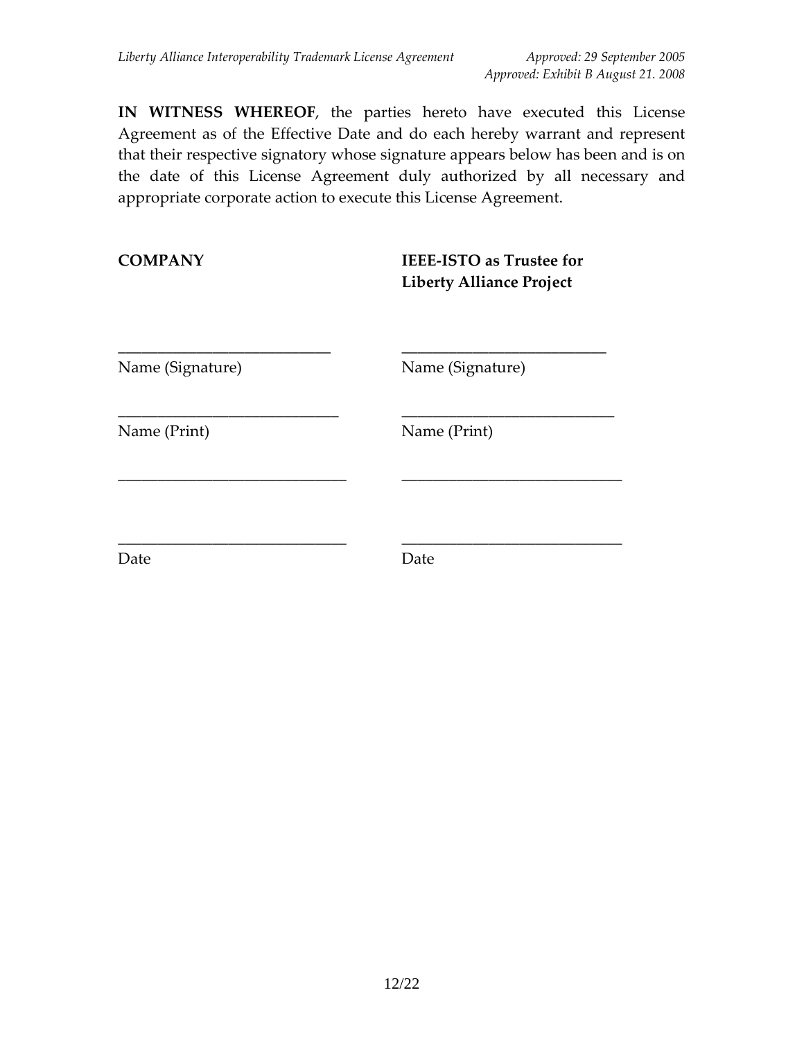**IN WITNESS WHEREOF**, the parties hereto have executed this License Agreement as of the Effective Date and do each hereby warrant and represent that their respective signatory whose signature appears below has been and is on the date of this License Agreement duly authorized by all necessary and appropriate corporate action to execute this License Agreement.

| **COMPANY** | **IEEE-ISTO as Trustee for Liberty Alliance Project** |
|---|---|
| ___________________________ | ___________________________ |
| Name (Signature) | Name (Signature) |
| ___________________________ | ___________________________ |
| Name (Print) | Name (Print) |
| ___________________________ | ___________________________ |
| ___________________________ | ___________________________ |
| Date | Date |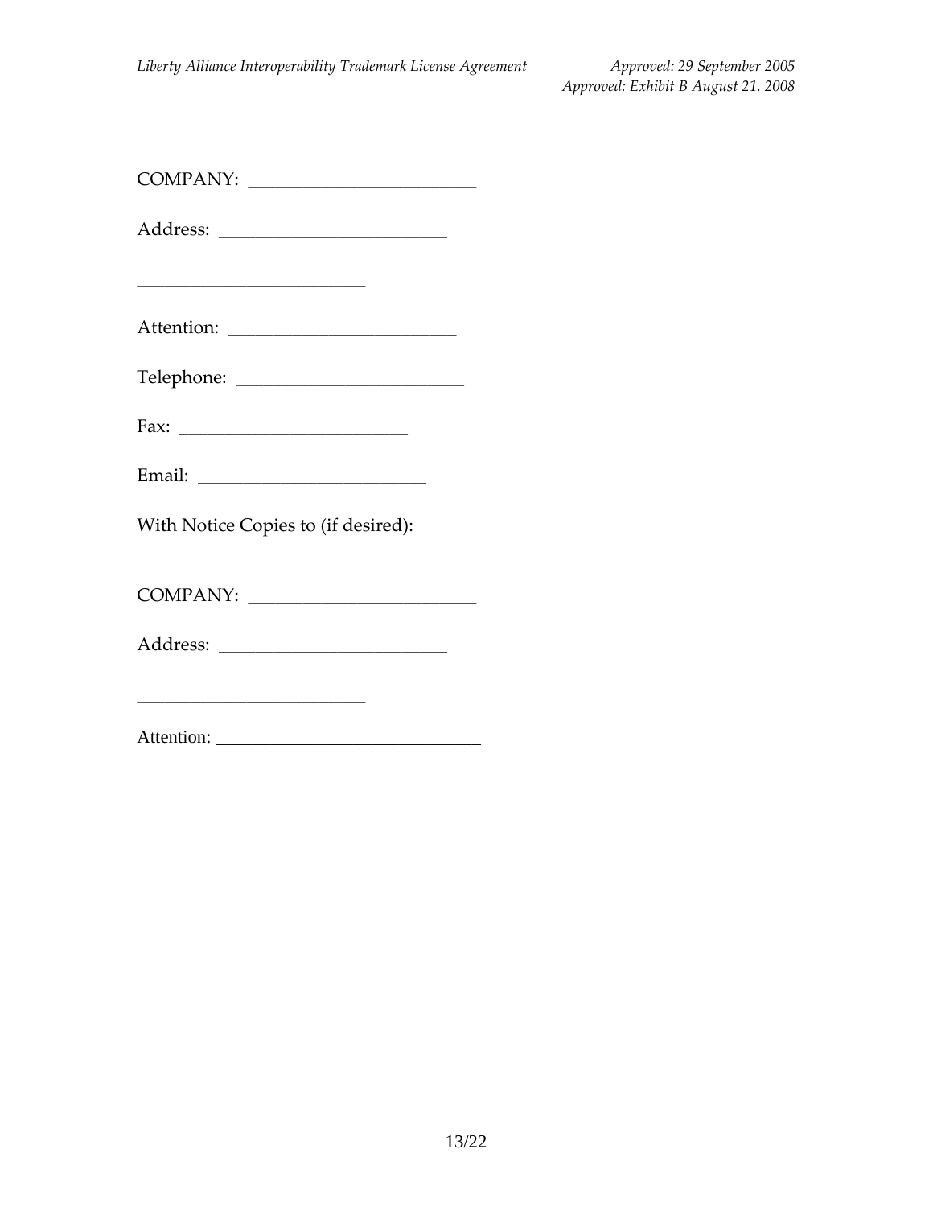COMPANY: _________________________

Address: _________________________

_________________________

Attention: _________________________

Telephone: _________________________

Fax: _________________________

Email: _________________________

With Notice Copies to (if desired):

COMPANY: _________________________

Address: _________________________

_________________________

Attention: _____________________________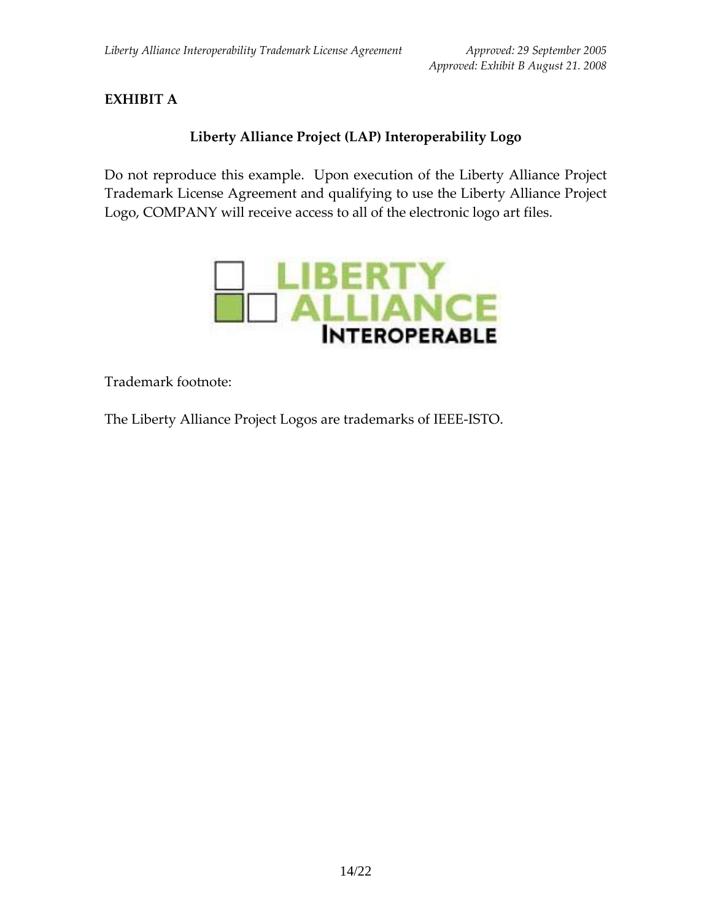## EXHIBIT A

### Liberty Alliance Project (LAP) Interoperability Logo

Do not reproduce this example. Upon execution of the Liberty Alliance Project Trademark License Agreement and qualifying to use the Liberty Alliance Project Logo, COMPANY will receive access to all of the electronic logo art files.

Trademark footnote:

The Liberty Alliance Project Logos are trademarks of IEEE-ISTO.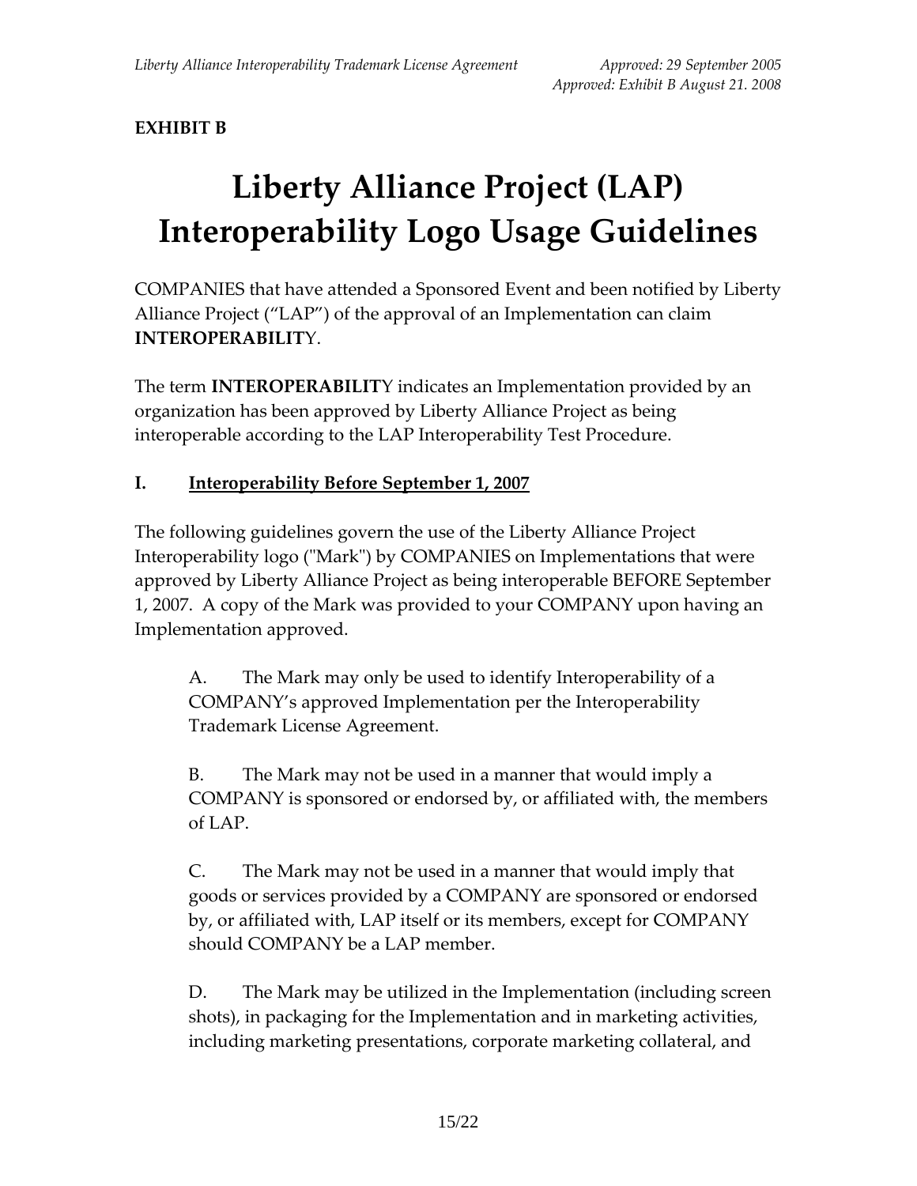**EXHIBIT B**

# Liberty Alliance Project (LAP) Interoperability Logo Usage Guidelines

COMPANIES that have attended a Sponsored Event and been notified by Liberty Alliance Project ("LAP") of the approval of an Implementation can claim **INTEROPERABILIT**Y.

The term **INTEROPERABILIT**Y indicates an Implementation provided by an organization has been approved by Liberty Alliance Project as being interoperable according to the LAP Interoperability Test Procedure.

## I. Interoperability Before September 1, 2007

The following guidelines govern the use of the Liberty Alliance Project Interoperability logo ("Mark") by COMPANIES on Implementations that were approved by Liberty Alliance Project as being interoperable BEFORE September 1, 2007. A copy of the Mark was provided to your COMPANY upon having an Implementation approved.

A. The Mark may only be used to identify Interoperability of a COMPANY's approved Implementation per the Interoperability Trademark License Agreement.

B. The Mark may not be used in a manner that would imply a COMPANY is sponsored or endorsed by, or affiliated with, the members of LAP.

C. The Mark may not be used in a manner that would imply that goods or services provided by a COMPANY are sponsored or endorsed by, or affiliated with, LAP itself or its members, except for COMPANY should COMPANY be a LAP member.

D. The Mark may be utilized in the Implementation (including screen shots), in packaging for the Implementation and in marketing activities, including marketing presentations, corporate marketing collateral, and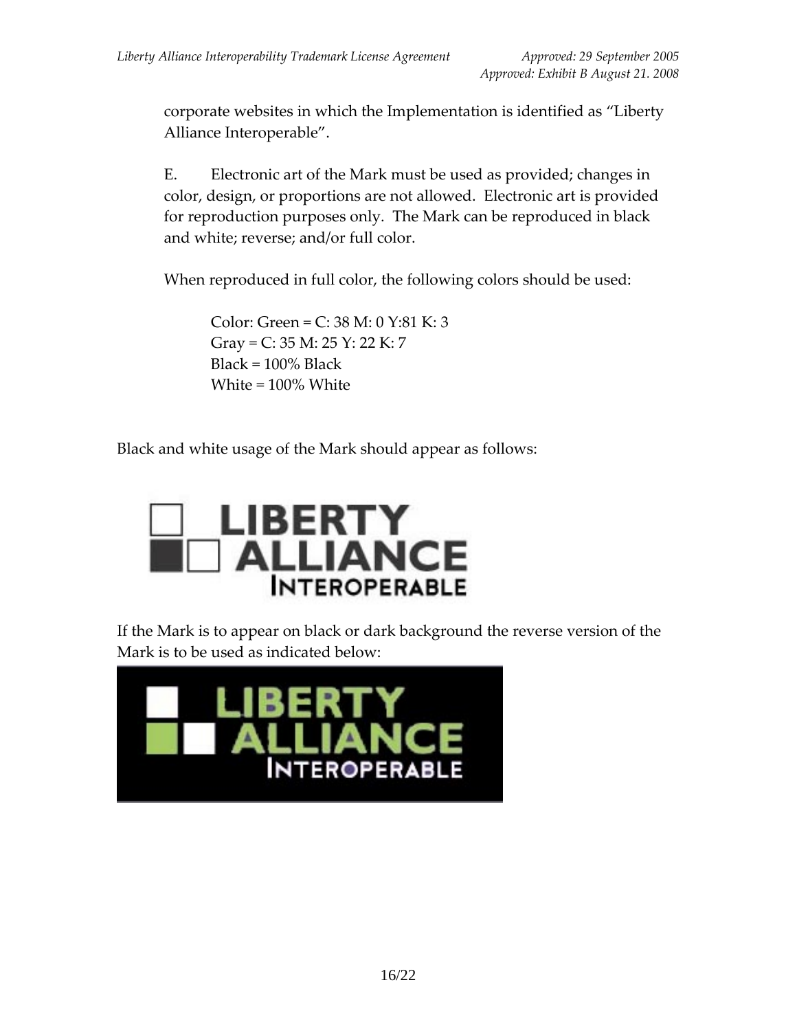corporate websites in which the Implementation is identified as "Liberty Alliance Interoperable".

E. Electronic art of the Mark must be used as provided; changes in color, design, or proportions are not allowed. Electronic art is provided for reproduction purposes only. The Mark can be reproduced in black and white; reverse; and/or full color.

When reproduced in full color, the following colors should be used:

Color: Green = C: 38 M: 0 Y:81 K: 3
Gray = C: 35 M: 25 Y: 22 K: 7
Black = 100% Black
White = 100% White

Black and white usage of the Mark should appear as follows:

LIBERTY ALLIANCE INTEROPERABLE

If the Mark is to appear on black or dark background the reverse version of the Mark is to be used as indicated below:

LIBERTY ALLIANCE INTEROPERABLE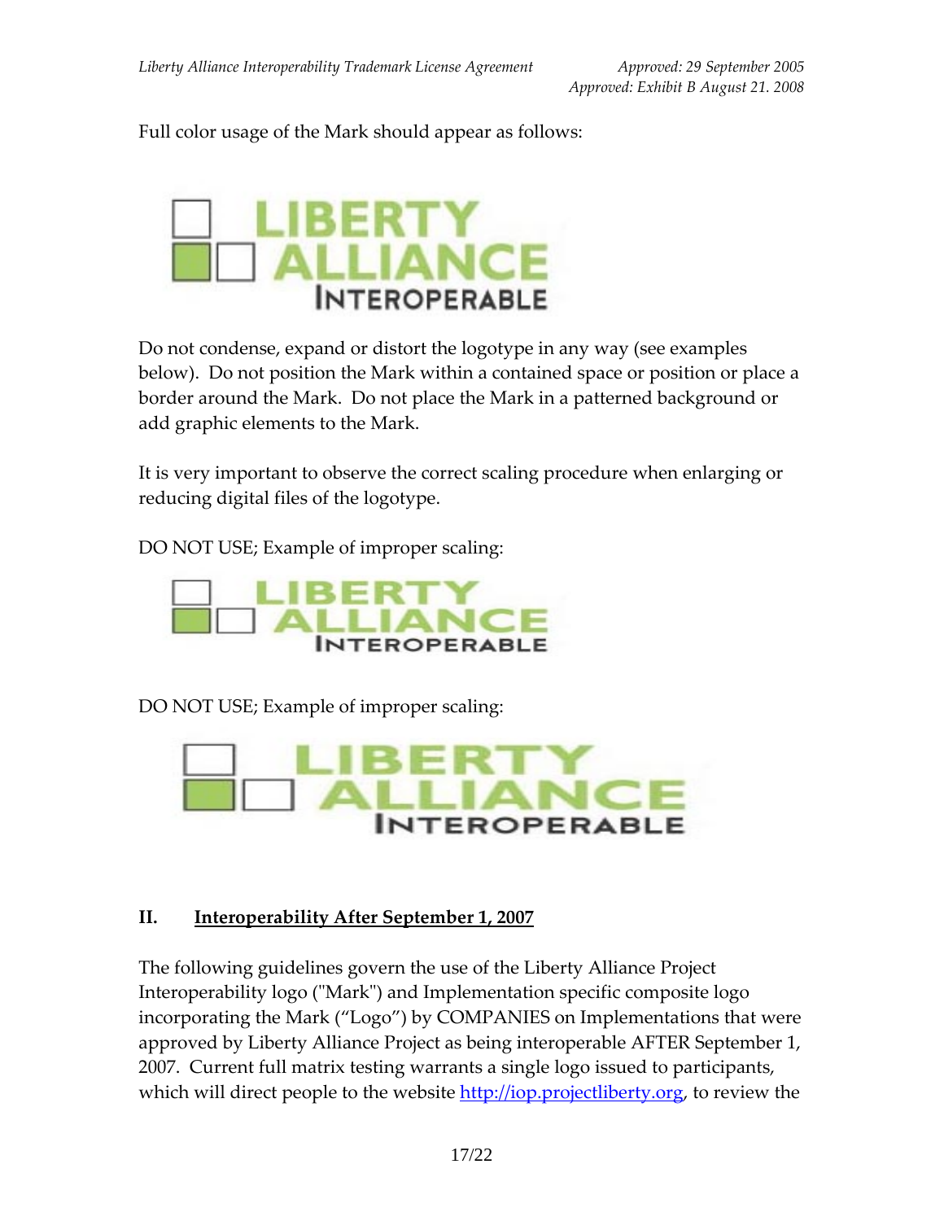Full color usage of the Mark should appear as follows:

Do not condense, expand or distort the logotype in any way (see examples below). Do not position the Mark within a contained space or position or place a border around the Mark. Do not place the Mark in a patterned background or add graphic elements to the Mark.

It is very important to observe the correct scaling procedure when enlarging or reducing digital files of the logotype.

DO NOT USE; Example of improper scaling:

DO NOT USE; Example of improper scaling:

## II. <u>Interoperability After September 1, 2007</u>

The following guidelines govern the use of the Liberty Alliance Project Interoperability logo ("Mark") and Implementation specific composite logo incorporating the Mark ("Logo") by COMPANIES on Implementations that were approved by Liberty Alliance Project as being interoperable AFTER September 1, 2007. Current full matrix testing warrants a single logo issued to participants, which will direct people to the website [http://iop.projectliberty.org](http://iop.projectliberty.org), to review the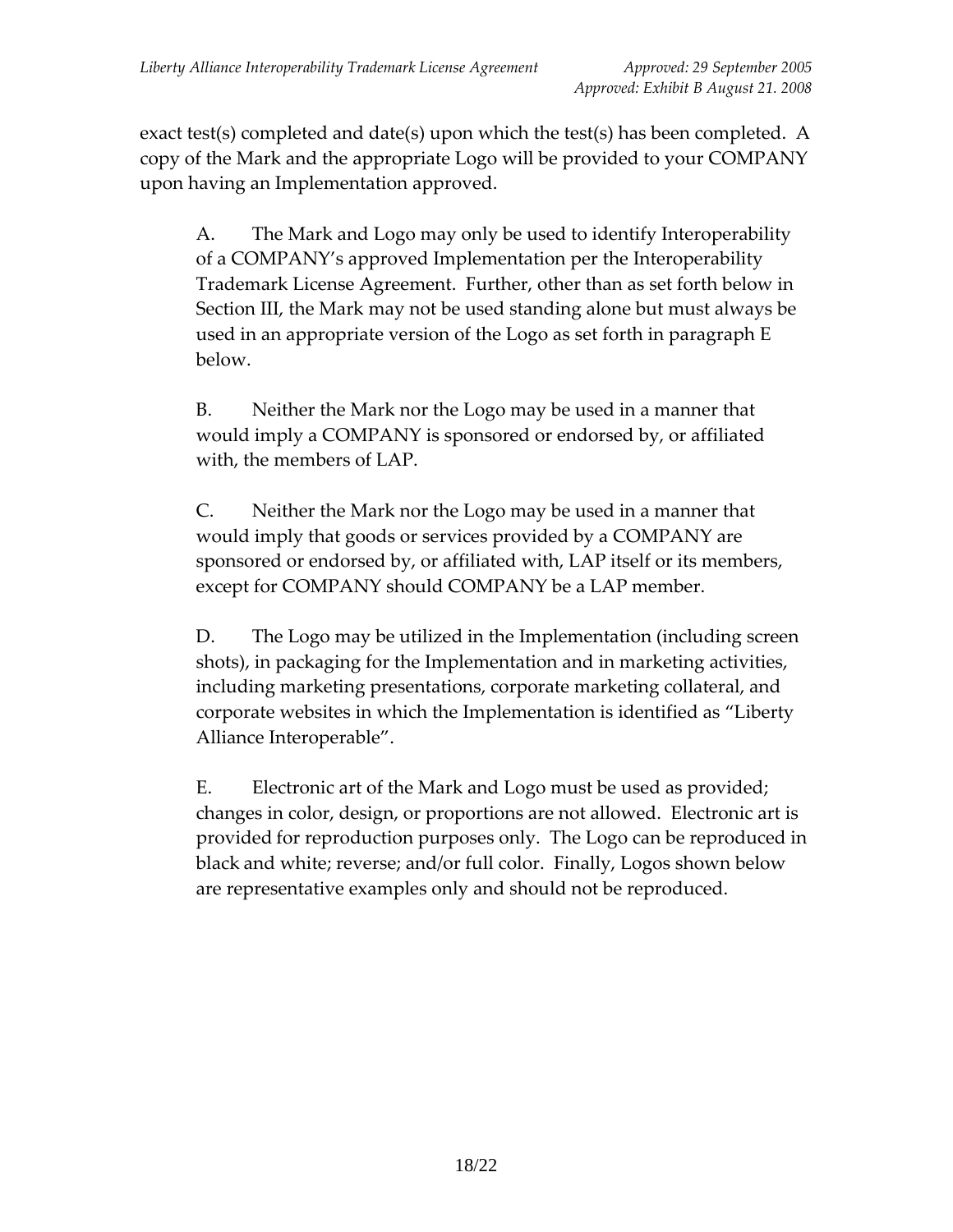exact test(s) completed and date(s) upon which the test(s) has been completed. A copy of the Mark and the appropriate Logo will be provided to your COMPANY upon having an Implementation approved.

A. The Mark and Logo may only be used to identify Interoperability of a COMPANY's approved Implementation per the Interoperability Trademark License Agreement. Further, other than as set forth below in Section III, the Mark may not be used standing alone but must always be used in an appropriate version of the Logo as set forth in paragraph E below.

B. Neither the Mark nor the Logo may be used in a manner that would imply a COMPANY is sponsored or endorsed by, or affiliated with, the members of LAP.

C. Neither the Mark nor the Logo may be used in a manner that would imply that goods or services provided by a COMPANY are sponsored or endorsed by, or affiliated with, LAP itself or its members, except for COMPANY should COMPANY be a LAP member.

D. The Logo may be utilized in the Implementation (including screen shots), in packaging for the Implementation and in marketing activities, including marketing presentations, corporate marketing collateral, and corporate websites in which the Implementation is identified as "Liberty Alliance Interoperable".

E. Electronic art of the Mark and Logo must be used as provided; changes in color, design, or proportions are not allowed. Electronic art is provided for reproduction purposes only. The Logo can be reproduced in black and white; reverse; and/or full color. Finally, Logos shown below are representative examples only and should not be reproduced.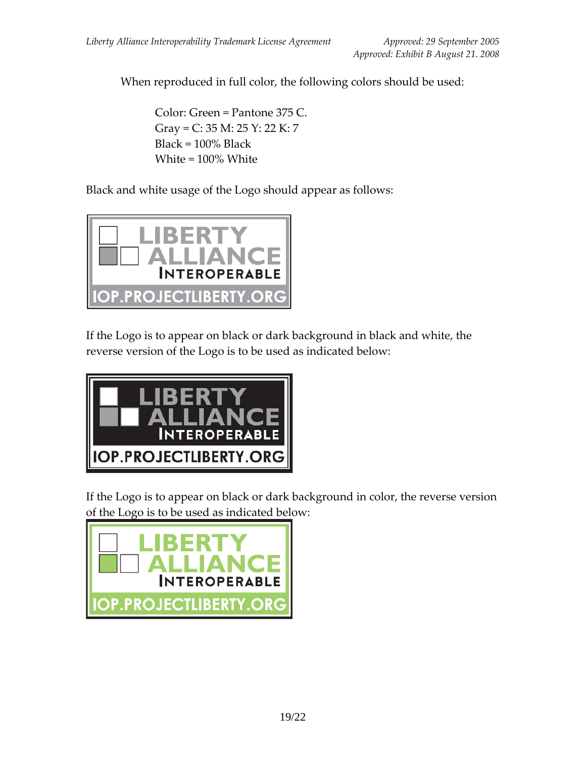When reproduced in full color, the following colors should be used:

Color: Green = Pantone 375 C.
Gray = C: 35 M: 25 Y: 22 K: 7
Black = 100% Black
White = 100% White

Black and white usage of the Logo should appear as follows:

If the Logo is to appear on black or dark background in black and white, the reverse version of the Logo is to be used as indicated below:

If the Logo is to appear on black or dark background in color, the reverse version of the Logo is to be used as indicated below: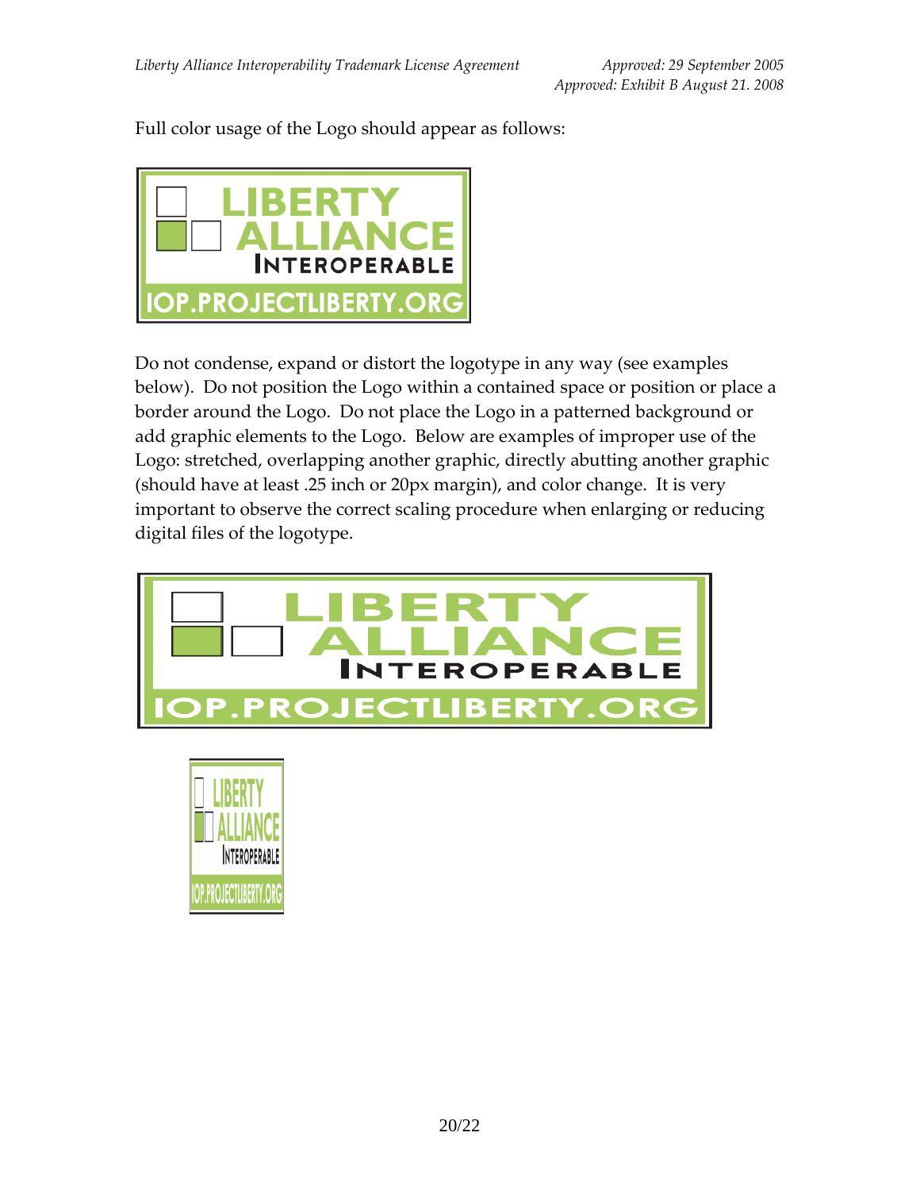Full color usage of the Logo should appear as follows:

Do not condense, expand or distort the logotype in any way (see examples below). Do not position the Logo within a contained space or position or place a border around the Logo. Do not place the Logo in a patterned background or add graphic elements to the Logo. Below are examples of improper use of the Logo: stretched, overlapping another graphic, directly abutting another graphic (should have at least .25 inch or 20px margin), and color change. It is very important to observe the correct scaling procedure when enlarging or reducing digital files of the logotype.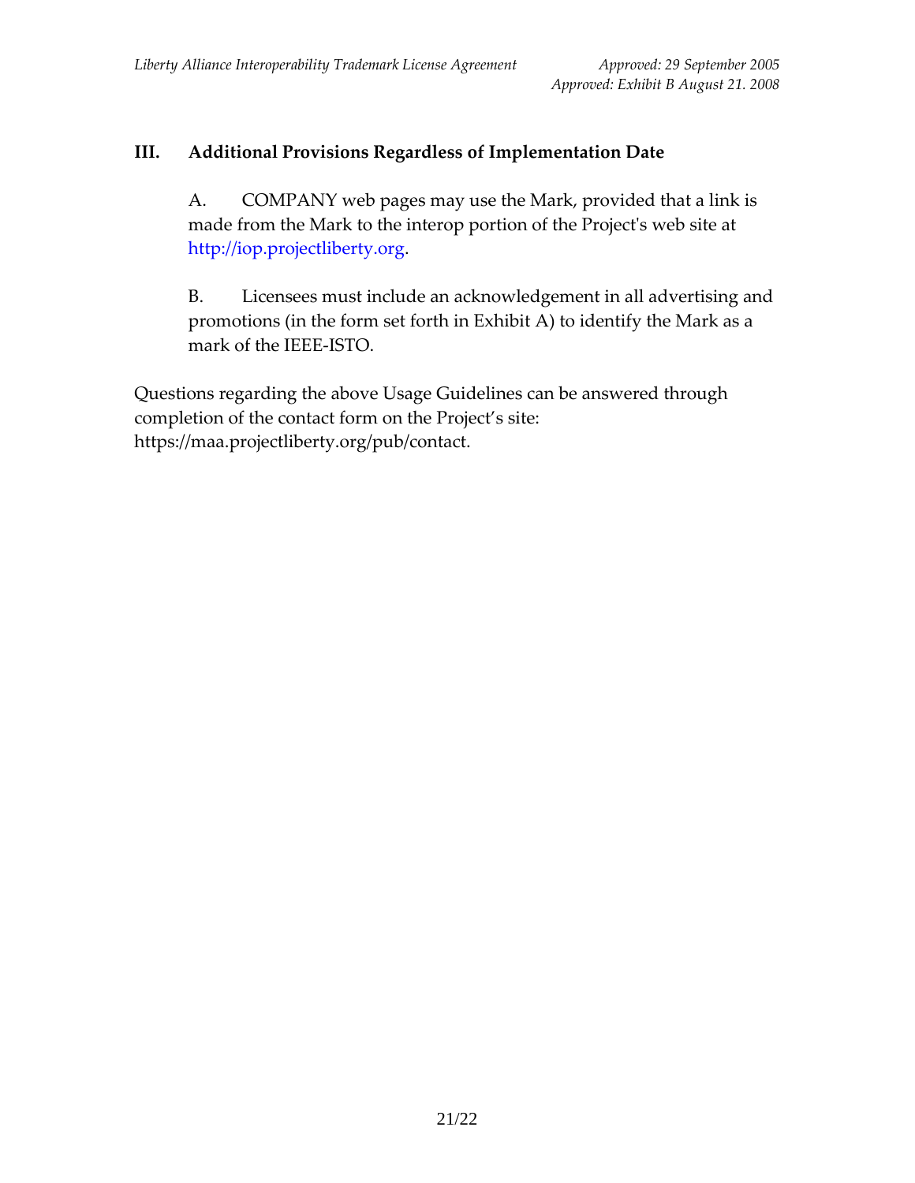### III. Additional Provisions Regardless of Implementation Date

A. COMPANY web pages may use the Mark, provided that a link is made from the Mark to the interop portion of the Project's web site at http://iop.projectliberty.org.

B. Licensees must include an acknowledgement in all advertising and promotions (in the form set forth in Exhibit A) to identify the Mark as a mark of the IEEE-ISTO.

Questions regarding the above Usage Guidelines can be answered through completion of the contact form on the Project's site: https://maa.projectliberty.org/pub/contact.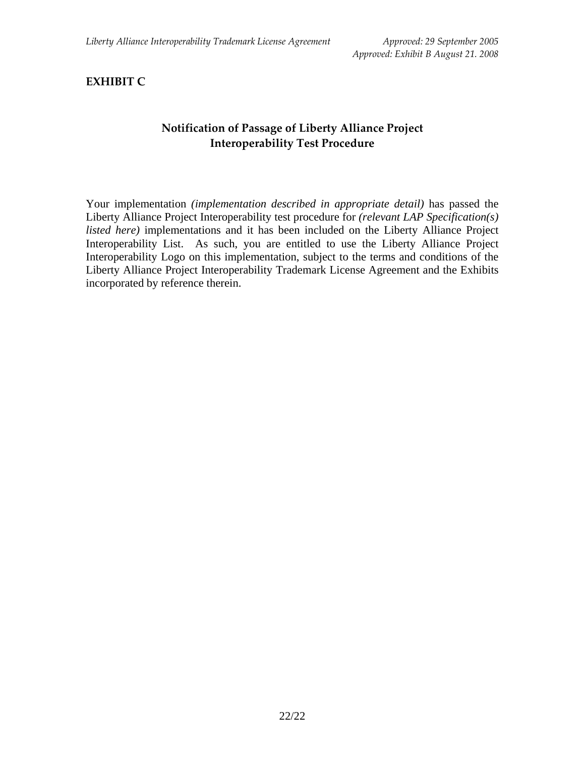## EXHIBIT C

### Notification of Passage of Liberty Alliance Project Interoperability Test Procedure

Your implementation *(implementation described in appropriate detail)* has passed the Liberty Alliance Project Interoperability test procedure for *(relevant LAP Specification(s) listed here)* implementations and it has been included on the Liberty Alliance Project Interoperability List. As such, you are entitled to use the Liberty Alliance Project Interoperability Logo on this implementation, subject to the terms and conditions of the Liberty Alliance Project Interoperability Trademark License Agreement and the Exhibits incorporated by reference therein.